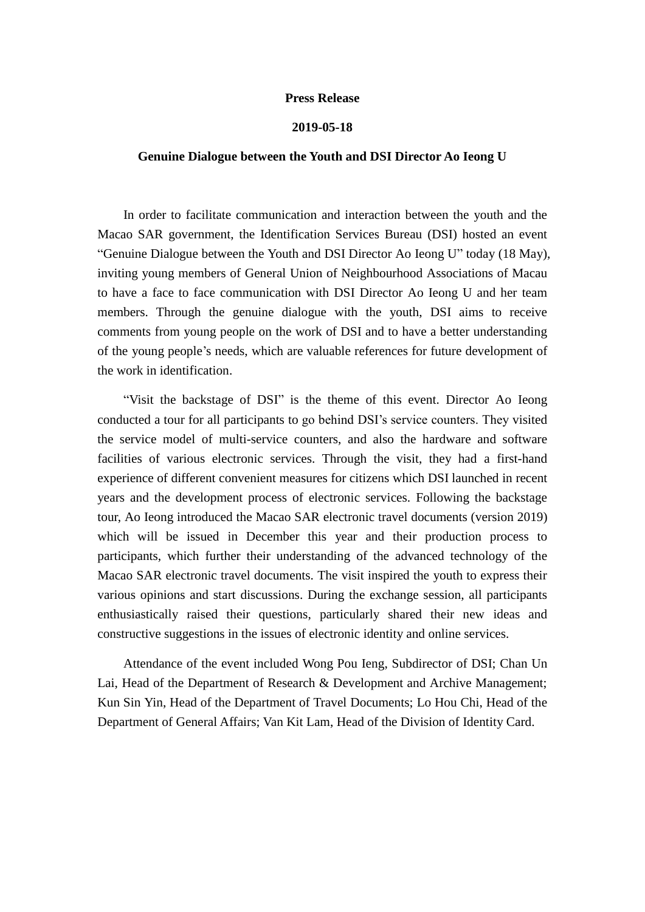**Press Release**

**2019-05-18**

# Genuine Dialogue between the Youth and DSI Director Ao Ieong U

In order to facilitate communication and interaction between the youth and the Macao SAR government, the Identification Services Bureau (DSI) hosted an event "Genuine Dialogue between the Youth and DSI Director Ao Ieong U" today (18 May), inviting young members of General Union of Neighbourhood Associations of Macau to have a face to face communication with DSI Director Ao Ieong U and her team members. Through the genuine dialogue with the youth, DSI aims to receive comments from young people on the work of DSI and to have a better understanding of the young people's needs, which are valuable references for future development of the work in identification.

"Visit the backstage of DSI" is the theme of this event. Director Ao Ieong conducted a tour for all participants to go behind DSI's service counters. They visited the service model of multi-service counters, and also the hardware and software facilities of various electronic services. Through the visit, they had a first-hand experience of different convenient measures for citizens which DSI launched in recent years and the development process of electronic services. Following the backstage tour, Ao Ieong introduced the Macao SAR electronic travel documents (version 2019) which will be issued in December this year and their production process to participants, which further their understanding of the advanced technology of the Macao SAR electronic travel documents. The visit inspired the youth to express their various opinions and start discussions. During the exchange session, all participants enthusiastically raised their questions, particularly shared their new ideas and constructive suggestions in the issues of electronic identity and online services.

Attendance of the event included Wong Pou Ieng, Subdirector of DSI; Chan Un Lai, Head of the Department of Research & Development and Archive Management; Kun Sin Yin, Head of the Department of Travel Documents; Lo Hou Chi, Head of the Department of General Affairs; Van Kit Lam, Head of the Division of Identity Card.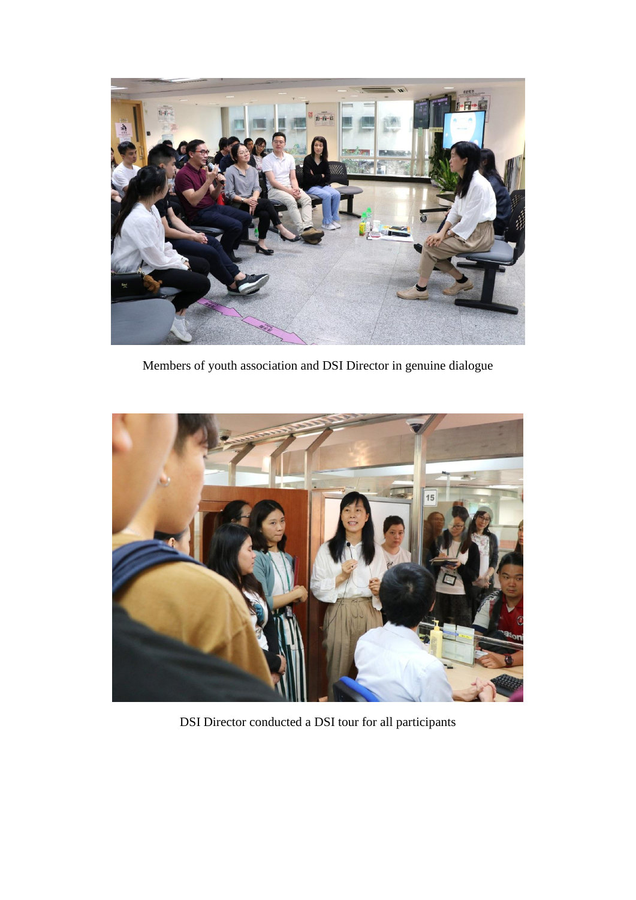Members of youth association and DSI Director in genuine dialogue

DSI Director conducted a DSI tour for all participants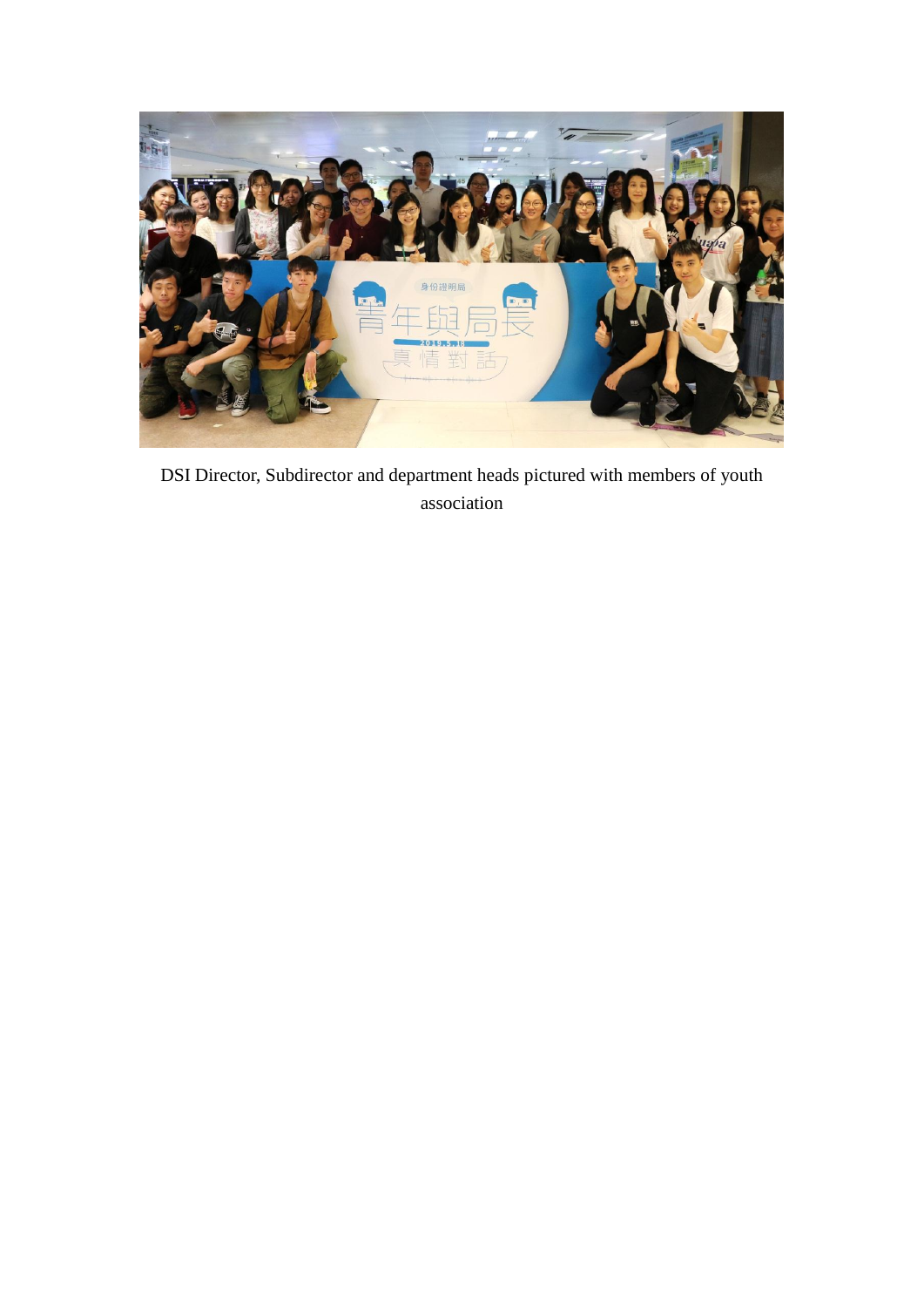DSI Director, Subdirector and department heads pictured with members of youth association